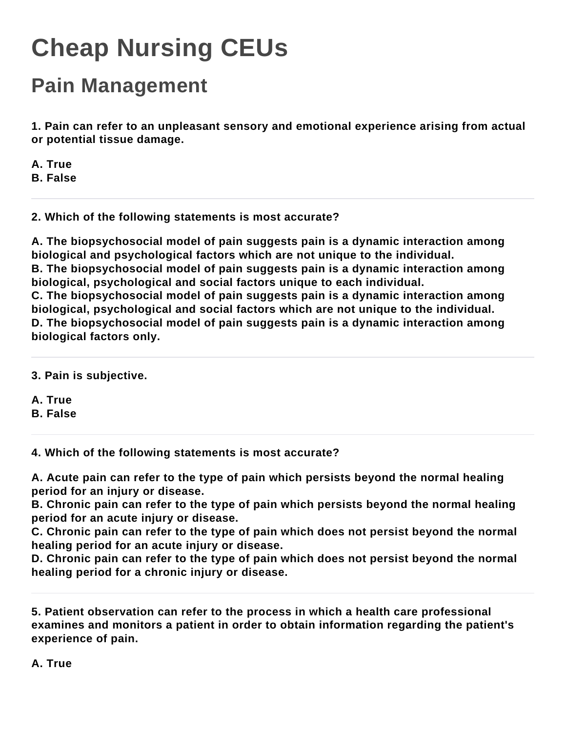# Cheap Nursing CEUs

## Pain Management

**1. Pain can refer to an unpleasant sensory and emotional experience arising from actual or potential tissue damage.**

**A. True**
**B. False**

---

**2. Which of the following statements is most accurate?**

**A. The biopsychosocial model of pain suggests pain is a dynamic interaction among biological and psychological factors which are not unique to the individual.**
**B. The biopsychosocial model of pain suggests pain is a dynamic interaction among biological, psychological and social factors unique to each individual.**
**C. The biopsychosocial model of pain suggests pain is a dynamic interaction among biological, psychological and social factors which are not unique to the individual.**
**D. The biopsychosocial model of pain suggests pain is a dynamic interaction among biological factors only.**

---

**3. Pain is subjective.**

**A. True**
**B. False**

---

**4. Which of the following statements is most accurate?**

**A. Acute pain can refer to the type of pain which persists beyond the normal healing period for an injury or disease.**
**B. Chronic pain can refer to the type of pain which persists beyond the normal healing period for an acute injury or disease.**
**C. Chronic pain can refer to the type of pain which does not persist beyond the normal healing period for an acute injury or disease.**
**D. Chronic pain can refer to the type of pain which does not persist beyond the normal healing period for a chronic injury or disease.**

---

**5. Patient observation can refer to the process in which a health care professional examines and monitors a patient in order to obtain information regarding the patient's experience of pain.**

**A. True**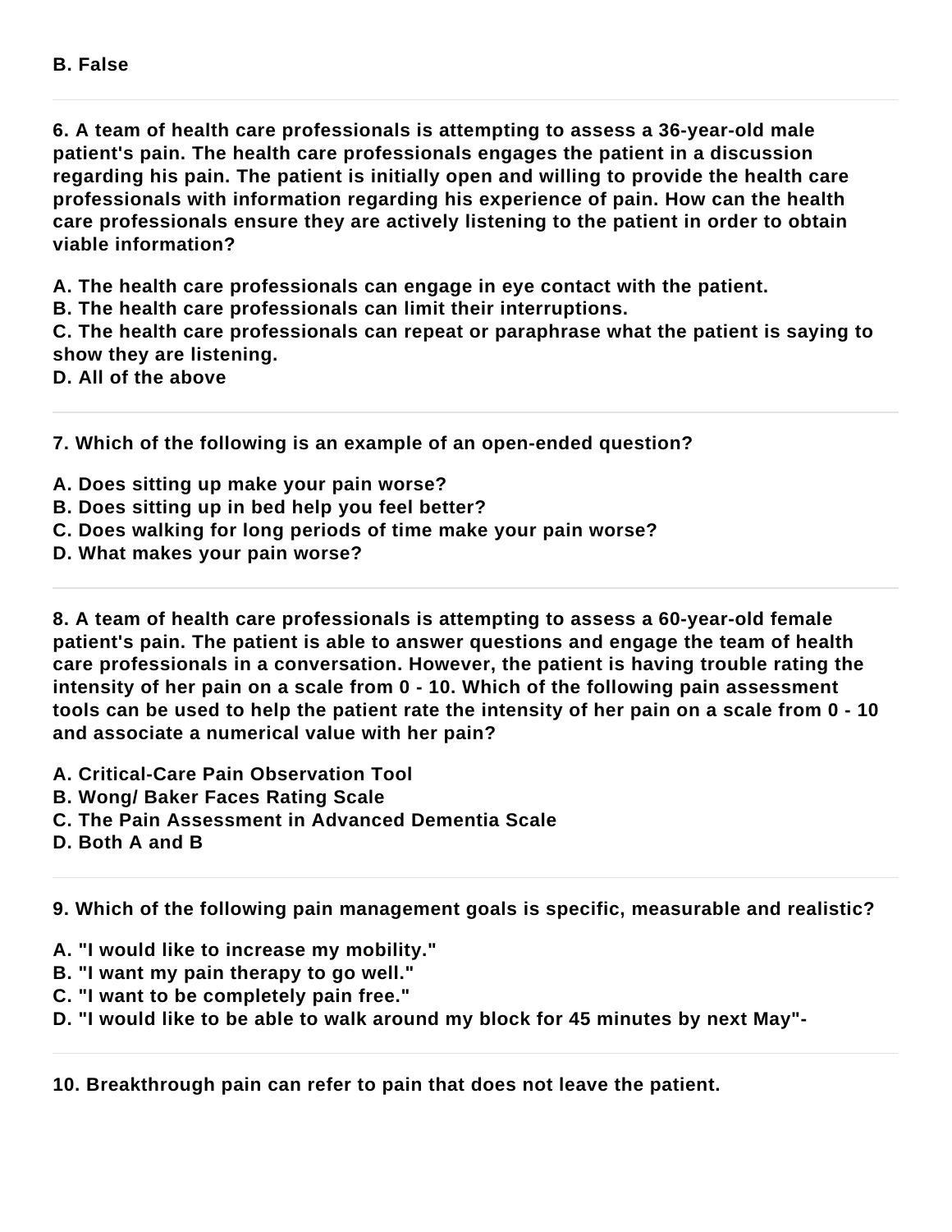**B. False**

---

**6. A team of health care professionals is attempting to assess a 36-year-old male patient's pain. The health care professionals engages the patient in a discussion regarding his pain. The patient is initially open and willing to provide the health care professionals with information regarding his experience of pain. How can the health care professionals ensure they are actively listening to the patient in order to obtain viable information?**

**A. The health care professionals can engage in eye contact with the patient.**
**B. The health care professionals can limit their interruptions.**
**C. The health care professionals can repeat or paraphrase what the patient is saying to show they are listening.**
**D. All of the above**

---

**7. Which of the following is an example of an open-ended question?**

**A. Does sitting up make your pain worse?**
**B. Does sitting up in bed help you feel better?**
**C. Does walking for long periods of time make your pain worse?**
**D. What makes your pain worse?**

---

**8. A team of health care professionals is attempting to assess a 60-year-old female patient's pain. The patient is able to answer questions and engage the team of health care professionals in a conversation. However, the patient is having trouble rating the intensity of her pain on a scale from 0 - 10. Which of the following pain assessment tools can be used to help the patient rate the intensity of her pain on a scale from 0 - 10 and associate a numerical value with her pain?**

**A. Critical-Care Pain Observation Tool**
**B. Wong/ Baker Faces Rating Scale**
**C. The Pain Assessment in Advanced Dementia Scale**
**D. Both A and B**

---

**9. Which of the following pain management goals is specific, measurable and realistic?**

**A. "I would like to increase my mobility."**
**B. "I want my pain therapy to go well."**
**C. "I want to be completely pain free."**
**D. "I would like to be able to walk around my block for 45 minutes by next May"-**

---

**10. Breakthrough pain can refer to pain that does not leave the patient.**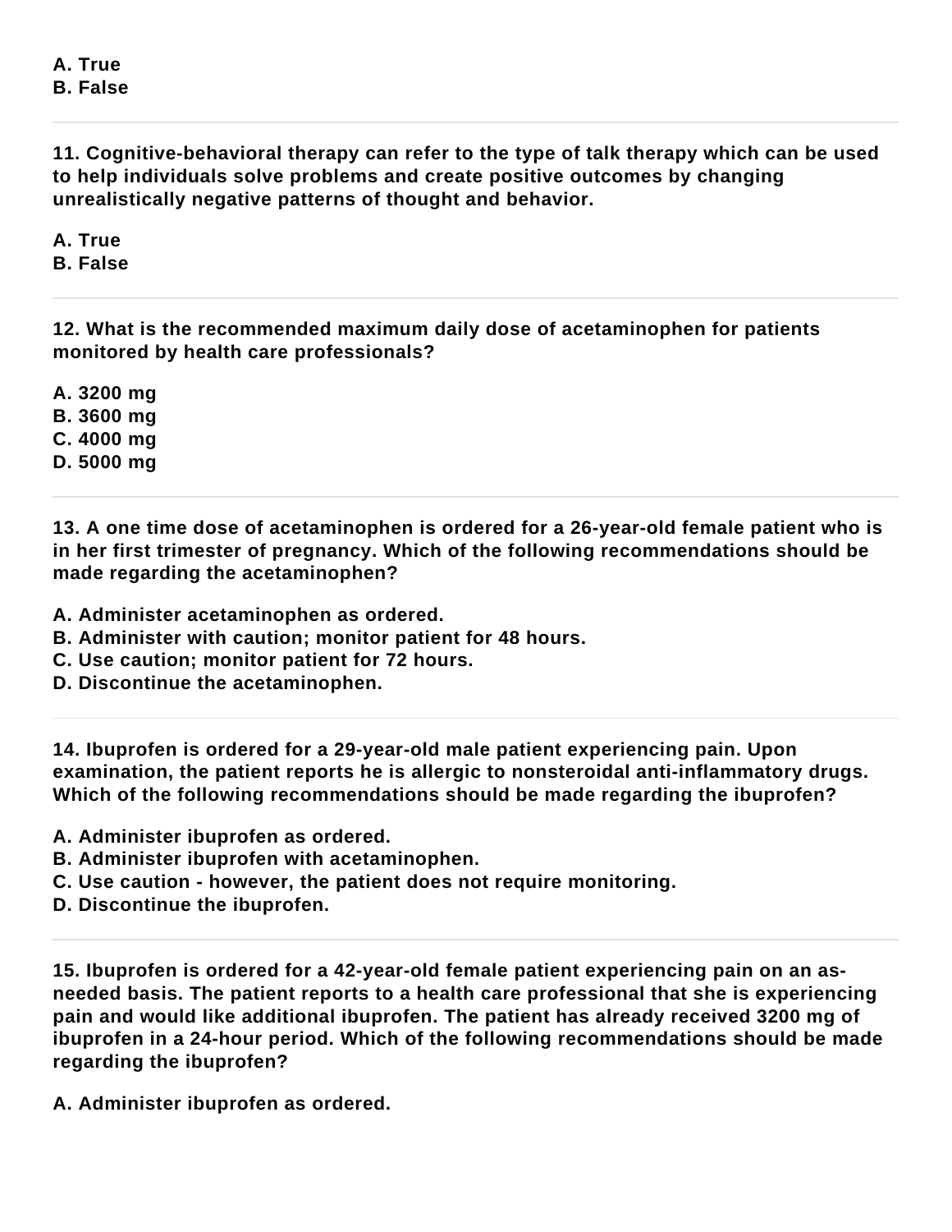**A. True**
**B. False**

---

**11. Cognitive-behavioral therapy can refer to the type of talk therapy which can be used to help individuals solve problems and create positive outcomes by changing unrealistically negative patterns of thought and behavior.**

**A. True**
**B. False**

---

**12. What is the recommended maximum daily dose of acetaminophen for patients monitored by health care professionals?**

**A. 3200 mg**
**B. 3600 mg**
**C. 4000 mg**
**D. 5000 mg**

---

**13. A one time dose of acetaminophen is ordered for a 26-year-old female patient who is in her first trimester of pregnancy. Which of the following recommendations should be made regarding the acetaminophen?**

**A. Administer acetaminophen as ordered.**
**B. Administer with caution; monitor patient for 48 hours.**
**C. Use caution; monitor patient for 72 hours.**
**D. Discontinue the acetaminophen.**

---

**14. Ibuprofen is ordered for a 29-year-old male patient experiencing pain. Upon examination, the patient reports he is allergic to nonsteroidal anti-inflammatory drugs. Which of the following recommendations should be made regarding the ibuprofen?**

**A. Administer ibuprofen as ordered.**
**B. Administer ibuprofen with acetaminophen.**
**C. Use caution - however, the patient does not require monitoring.**
**D. Discontinue the ibuprofen.**

---

**15. Ibuprofen is ordered for a 42-year-old female patient experiencing pain on an as-needed basis. The patient reports to a health care professional that she is experiencing pain and would like additional ibuprofen. The patient has already received 3200 mg of ibuprofen in a 24-hour period. Which of the following recommendations should be made regarding the ibuprofen?**

**A. Administer ibuprofen as ordered.**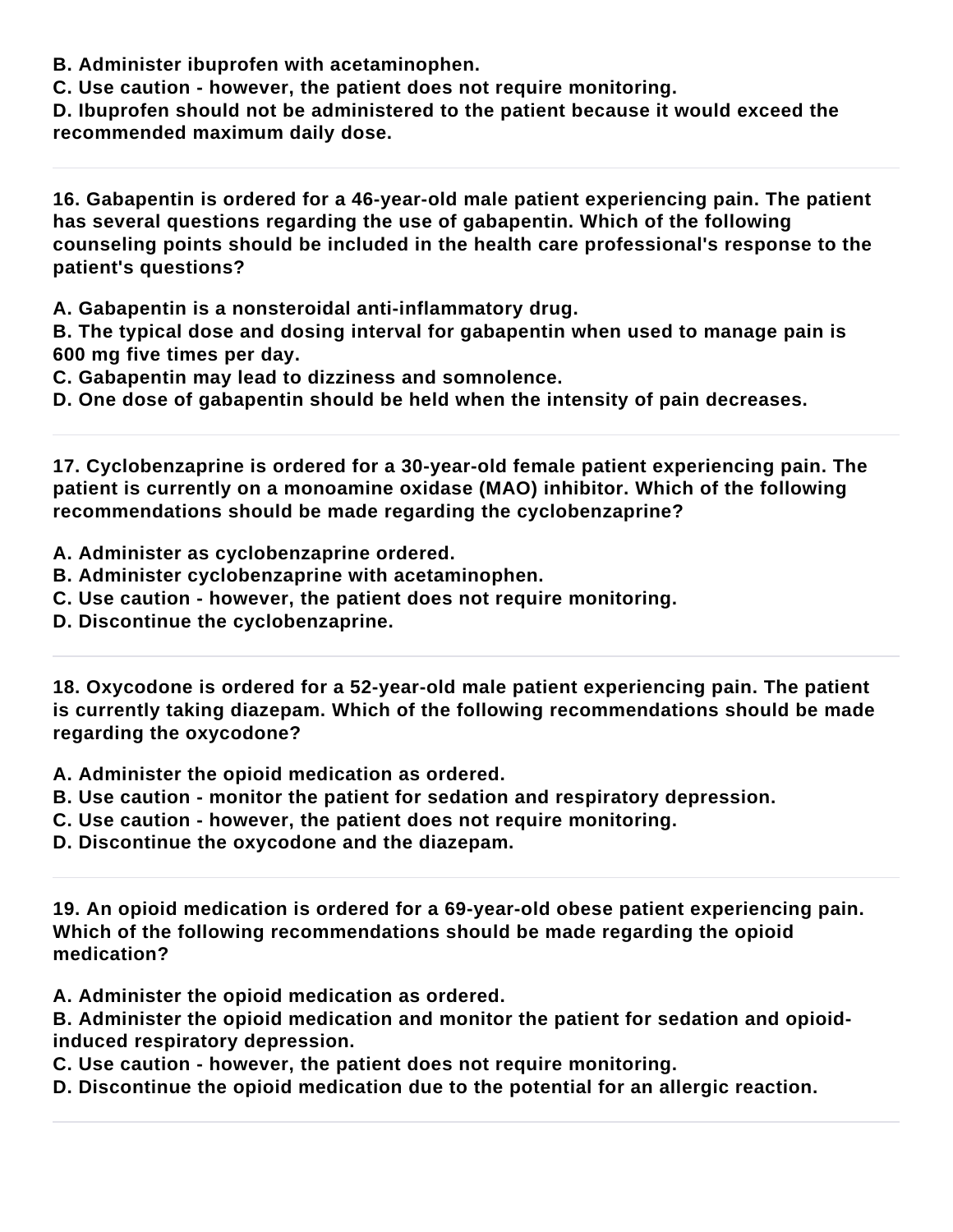**B. Administer ibuprofen with acetaminophen.**
**C. Use caution - however, the patient does not require monitoring.**
**D. Ibuprofen should not be administered to the patient because it would exceed the recommended maximum daily dose.**

---

**16. Gabapentin is ordered for a 46-year-old male patient experiencing pain. The patient has several questions regarding the use of gabapentin. Which of the following counseling points should be included in the health care professional's response to the patient's questions?**

**A. Gabapentin is a nonsteroidal anti-inflammatory drug.**
**B. The typical dose and dosing interval for gabapentin when used to manage pain is 600 mg five times per day.**
**C. Gabapentin may lead to dizziness and somnolence.**
**D. One dose of gabapentin should be held when the intensity of pain decreases.**

---

**17. Cyclobenzaprine is ordered for a 30-year-old female patient experiencing pain. The patient is currently on a monoamine oxidase (MAO) inhibitor. Which of the following recommendations should be made regarding the cyclobenzaprine?**

**A. Administer as cyclobenzaprine ordered.**
**B. Administer cyclobenzaprine with acetaminophen.**
**C. Use caution - however, the patient does not require monitoring.**
**D. Discontinue the cyclobenzaprine.**

---

**18. Oxycodone is ordered for a 52-year-old male patient experiencing pain. The patient is currently taking diazepam. Which of the following recommendations should be made regarding the oxycodone?**

**A. Administer the opioid medication as ordered.**
**B. Use caution - monitor the patient for sedation and respiratory depression.**
**C. Use caution - however, the patient does not require monitoring.**
**D. Discontinue the oxycodone and the diazepam.**

---

**19. An opioid medication is ordered for a 69-year-old obese patient experiencing pain. Which of the following recommendations should be made regarding the opioid medication?**

**A. Administer the opioid medication as ordered.**
**B. Administer the opioid medication and monitor the patient for sedation and opioid-induced respiratory depression.**
**C. Use caution - however, the patient does not require monitoring.**
**D. Discontinue the opioid medication due to the potential for an allergic reaction.**

---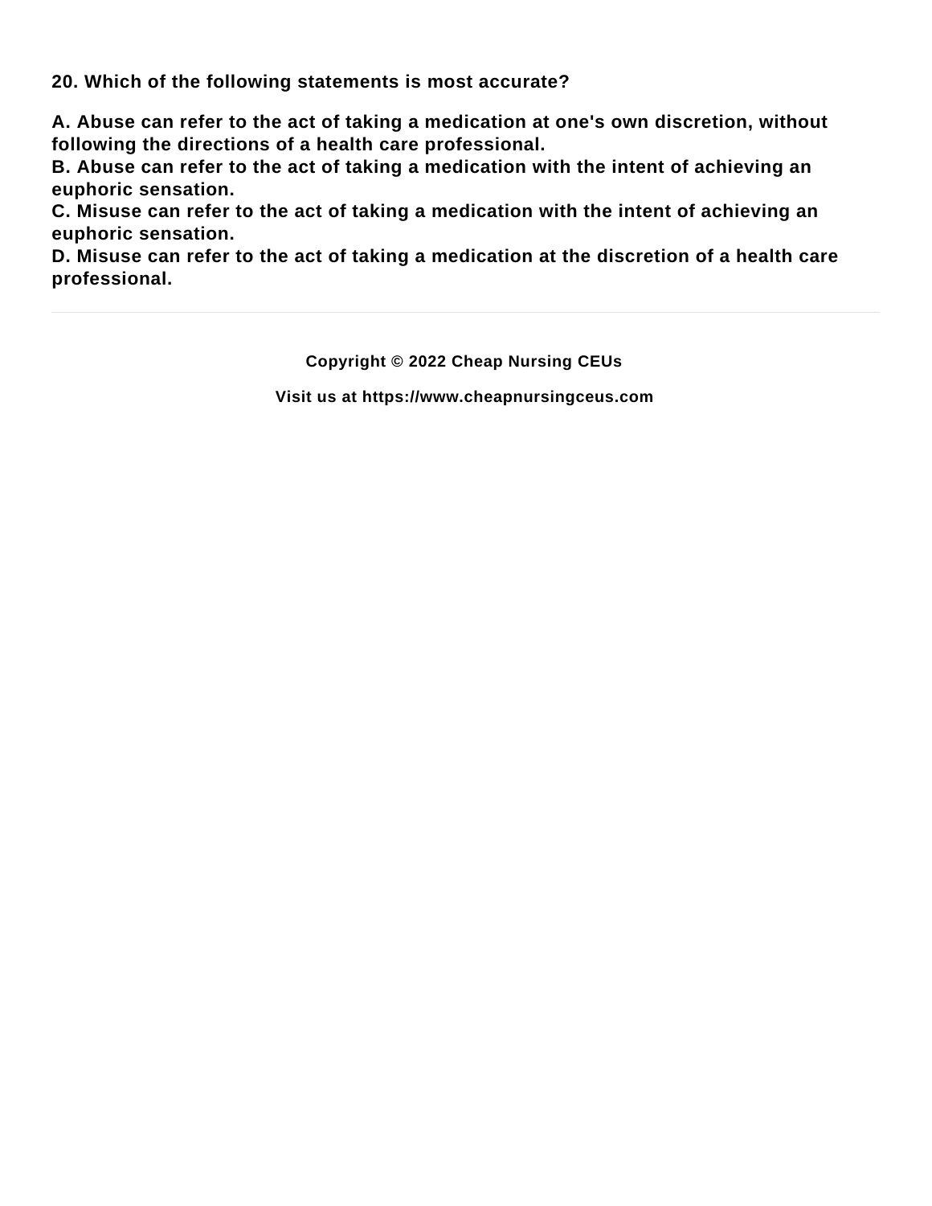**20. Which of the following statements is most accurate?**

**A. Abuse can refer to the act of taking a medication at one's own discretion, without following the directions of a health care professional.**
**B. Abuse can refer to the act of taking a medication with the intent of achieving an euphoric sensation.**
**C. Misuse can refer to the act of taking a medication with the intent of achieving an euphoric sensation.**
**D. Misuse can refer to the act of taking a medication at the discretion of a health care professional.**

---

**Copyright © 2022 Cheap Nursing CEUs**

**Visit us at https://www.cheapnursingceus.com**